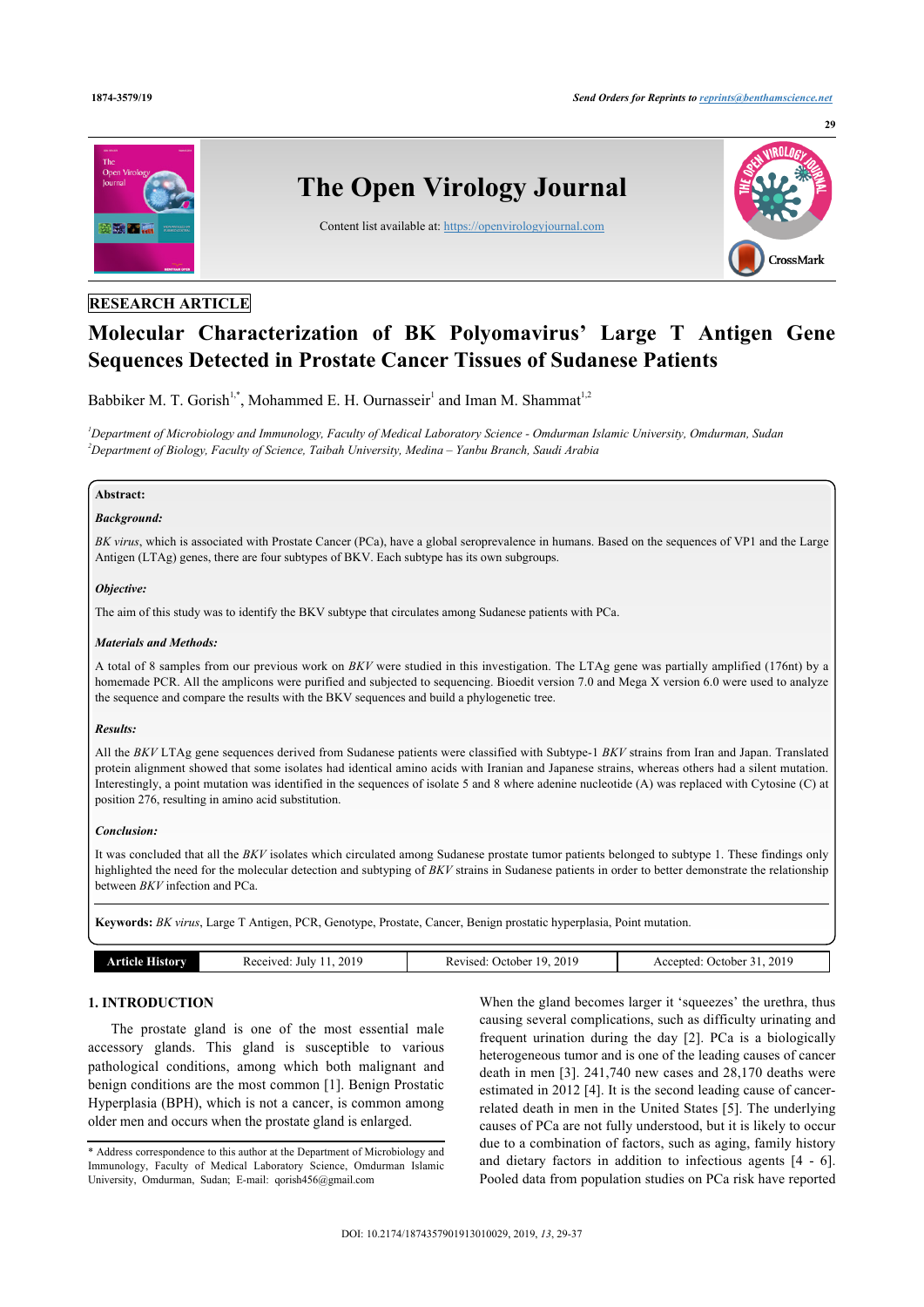RESEARCH ARTICLE

# Molecular Characterization of BK Polyomavirus' Large T Antigen Gene Sequences Detected in Prostate Cancer Tissues of Sudanese Patients

Babbiker M. T. Gorish[1,*], Mohammed E. H. Ournasseir[1] and Iman M. Shammat[1,2]

[1]*Department of Microbiology and Immunology, Faculty of Medical Laboratory Science - Omdurman Islamic University, Omdurman, Sudan*
[2]*Department of Biology, Faculty of Science, Taibah University, Medina – Yanbu Branch, Saudi Arabia*

**Abstract:**

***Background:***

*BK virus*, which is associated with Prostate Cancer (PCa), have a global seroprevalence in humans. Based on the sequences of VP1 and the Large Antigen (LTAg) genes, there are four subtypes of BKV. Each subtype has its own subgroups.

***Objective:***

The aim of this study was to identify the BKV subtype that circulates among Sudanese patients with PCa.

***Materials and Methods:***

A total of 8 samples from our previous work on *BKV* were studied in this investigation. The LTAg gene was partially amplified (176nt) by a homemade PCR. All the amplicons were purified and subjected to sequencing. Bioedit version 7.0 and Mega X version 6.0 were used to analyze the sequence and compare the results with the BKV sequences and build a phylogenetic tree.

***Results:***

All the *BKV* LTAg gene sequences derived from Sudanese patients were classified with Subtype-1 *BKV* strains from Iran and Japan. Translated protein alignment showed that some isolates had identical amino acids with Iranian and Japanese strains, whereas others had a silent mutation. Interestingly, a point mutation was identified in the sequences of isolate 5 and 8 where adenine nucleotide (A) was replaced with Cytosine (C) at position 276, resulting in amino acid substitution.

***Conclusion:***

It was concluded that all the *BKV* isolates which circulated among Sudanese prostate tumor patients belonged to subtype 1. These findings only highlighted the need for the molecular detection and subtyping of *BKV* strains in Sudanese patients in order to better demonstrate the relationship between *BKV* infection and PCa.

**Keywords:** *BK virus*, Large T Antigen, PCR, Genotype, Prostate, Cancer, Benign prostatic hyperplasia, Point mutation.

| Article History | Received: July 11, 2019 | Revised: October 19, 2019 | Accepted: October 31, 2019 |
|---|---|---|---|

## 1. INTRODUCTION

The prostate gland is one of the most essential male accessory glands. This gland is susceptible to various pathological conditions, among which both malignant and benign conditions are the most common [1]. Benign Prostatic Hyperplasia (BPH), which is not a cancer, is common among older men and occurs when the prostate gland is enlarged. When the gland becomes larger it 'squeezes' the urethra, thus causing several complications, such as difficulty urinating and frequent urination during the day [2]. PCa is a biologically heterogeneous tumor and is one of the leading causes of cancer death in men [3]. 241,740 new cases and 28,170 deaths were estimated in 2012 [4]. It is the second leading cause of cancer-related death in men in the United States [5]. The underlying causes of PCa are not fully understood, but it is likely to occur due to a combination of factors, such as aging, family history and dietary factors in addition to infectious agents [4 - 6]. Pooled data from population studies on PCa risk have reported

\* Address correspondence to this author at the Department of Microbiology and Immunology, Faculty of Medical Laboratory Science, Omdurman Islamic University, Omdurman, Sudan; E-mail: qorish456@gmail.com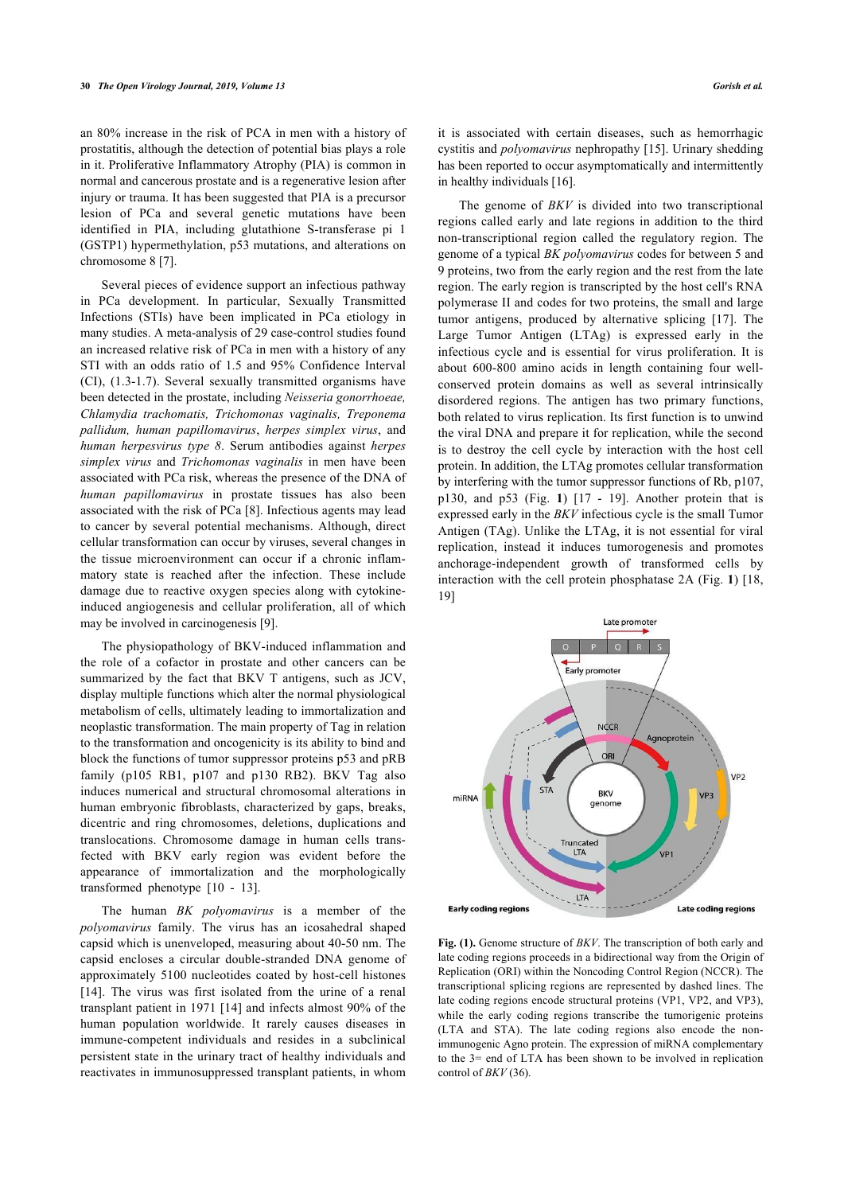an 80% increase in the risk of PCA in men with a history of prostatitis, although the detection of potential bias plays a role in it. Proliferative Inflammatory Atrophy (PIA) is common in normal and cancerous prostate and is a regenerative lesion after injury or trauma. It has been suggested that PIA is a precursor lesion of PCa and several genetic mutations have been identified in PIA, including glutathione S-transferase pi 1 (GSTP1) hypermethylation, p53 mutations, and alterations on chromosome 8 [7].

Several pieces of evidence support an infectious pathway in PCa development. In particular, Sexually Transmitted Infections (STIs) have been implicated in PCa etiology in many studies. A meta-analysis of 29 case-control studies found an increased relative risk of PCa in men with a history of any STI with an odds ratio of 1.5 and 95% Confidence Interval (CI), (1.3-1.7). Several sexually transmitted organisms have been detected in the prostate, including *Neisseria gonorrhoeae, Chlamydia trachomatis, Trichomonas vaginalis, Treponema pallidum, human papillomavirus*, *herpes simplex virus*, and *human herpesvirus type 8*. Serum antibodies against *herpes simplex virus* and *Trichomonas vaginalis* in men have been associated with PCa risk, whereas the presence of the DNA of *human papillomavirus* in prostate tissues has also been associated with the risk of PCa [8]. Infectious agents may lead to cancer by several potential mechanisms. Although, direct cellular transformation can occur by viruses, several changes in the tissue microenvironment can occur if a chronic inflammatory state is reached after the infection. These include damage due to reactive oxygen species along with cytokine-induced angiogenesis and cellular proliferation, all of which may be involved in carcinogenesis [9].

The physiopathology of BKV-induced inflammation and the role of a cofactor in prostate and other cancers can be summarized by the fact that BKV T antigens, such as JCV, display multiple functions which alter the normal physiological metabolism of cells, ultimately leading to immortalization and neoplastic transformation. The main property of Tag in relation to the transformation and oncogenicity is its ability to bind and block the functions of tumor suppressor proteins p53 and pRB family (p105 RB1, p107 and p130 RB2). BKV Tag also induces numerical and structural chromosomal alterations in human embryonic fibroblasts, characterized by gaps, breaks, dicentric and ring chromosomes, deletions, duplications and translocations. Chromosome damage in human cells transfected with BKV early region was evident before the appearance of immortalization and the morphologically transformed phenotype [10 - 13].

The human *BK polyomavirus* is a member of the *polyomavirus* family. The virus has an icosahedral shaped capsid which is unenveloped, measuring about 40-50 nm. The capsid encloses a circular double-stranded DNA genome of approximately 5100 nucleotides coated by host-cell histones [14]. The virus was first isolated from the urine of a renal transplant patient in 1971 [14] and infects almost 90% of the human population worldwide. It rarely causes diseases in immune-competent individuals and resides in a subclinical persistent state in the urinary tract of healthy individuals and reactivates in immunosuppressed transplant patients, in whom it is associated with certain diseases, such as hemorrhagic cystitis and *polyomavirus* nephropathy [15]. Urinary shedding has been reported to occur asymptomatically and intermittently in healthy individuals [16].

The genome of *BKV* is divided into two transcriptional regions called early and late regions in addition to the third non-transcriptional region called the regulatory region. The genome of a typical *BK polyomavirus* codes for between 5 and 9 proteins, two from the early region and the rest from the late region. The early region is transcribed by the host cell's RNA polymerase II and codes for two proteins, the small and large tumor antigens, produced by alternative splicing [17]. The Large Tumor Antigen (LTAg) is expressed early in the infectious cycle and is essential for virus proliferation. It is about 600-800 amino acids in length containing four well-conserved protein domains as well as several intrinsically disordered regions. The antigen has two primary functions, both related to virus replication. Its first function is to unwind the viral DNA and prepare it for replication, while the second is to destroy the cell cycle by interaction with the host cell protein. In addition, the LTAg promotes cellular transformation by interfering with the tumor suppressor functions of Rb, p107, p130, and p53 (Fig. **1**) [17 - 19]. Another protein that is expressed early in the *BKV* infectious cycle is the small Tumor Antigen (TAg). Unlike the LTAg, it is not essential for viral replication, instead it induces tumorogenesis and promotes anchorage-independent growth of transformed cells by interaction with the cell protein phosphatase 2A (Fig. **1**) [18, 19]

Late promoter
O P Q R S
Early promoter
NCCR
Agnoprotein
ORI
STA
BKV genome
VP2
VP3
miRNA
Truncated LTA
VP1
LTA
Early coding regions
Late coding regions

**Fig. (1).** Genome structure of *BKV*. The transcription of both early and late coding regions proceeds in a bidirectional way from the Origin of Replication (ORI) within the Noncoding Control Region (NCCR). The transcriptional splicing regions are represented by dashed lines. The late coding regions encode structural proteins (VP1, VP2, and VP3), while the early coding regions transcribe the tumorigenic proteins (LTA and STA). The late coding regions also encode the non-immunogenic Agno protein. The expression of miRNA complementary to the 3= end of LTA has been shown to be involved in replication control of *BKV* (36).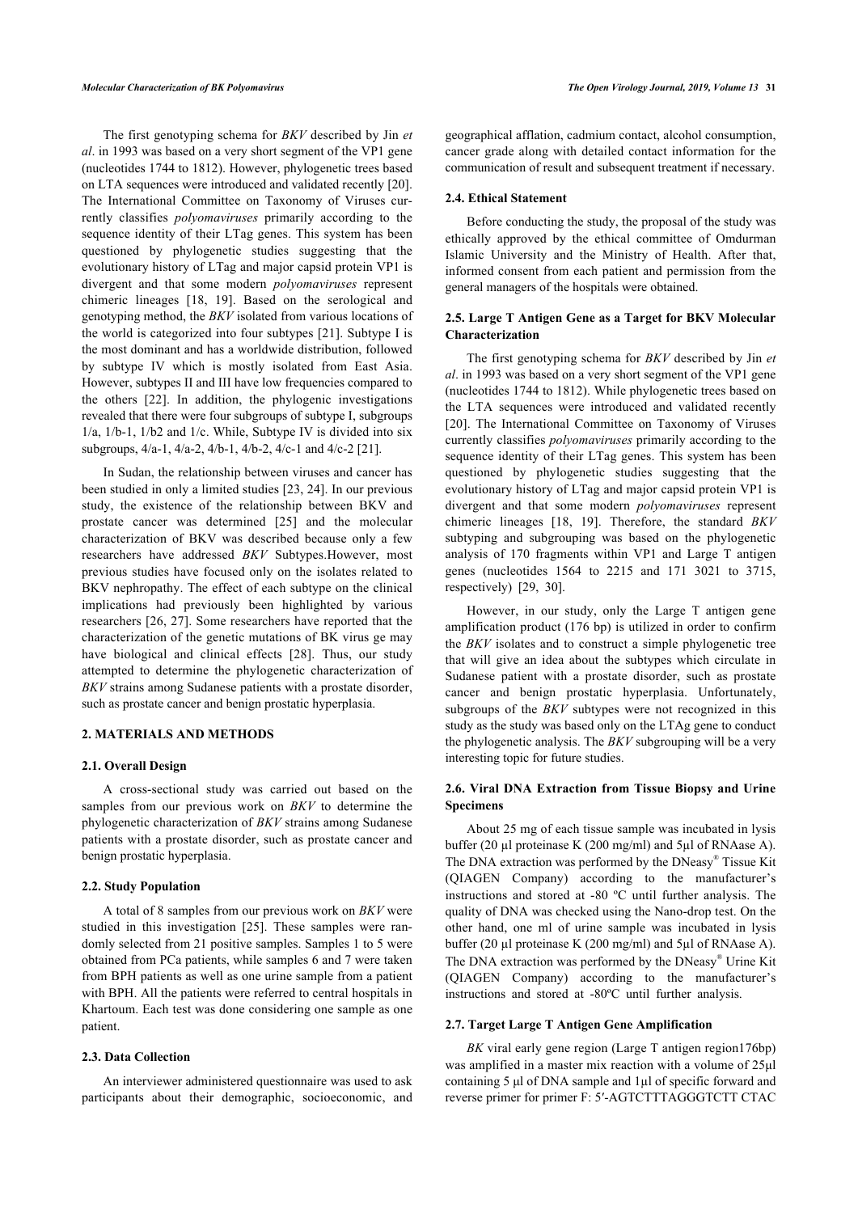The first genotyping schema for *BKV* described by Jin *et al*. in 1993 was based on a very short segment of the VP1 gene (nucleotides 1744 to 1812). However, phylogenetic trees based on LTA sequences were introduced and validated recently [20]. The International Committee on Taxonomy of Viruses currently classifies *polyomaviruses* primarily according to the sequence identity of their LTag genes. This system has been questioned by phylogenetic studies suggesting that the evolutionary history of LTag and major capsid protein VP1 is divergent and that some modern *polyomaviruses* represent chimeric lineages [18, 19]. Based on the serological and genotyping method, the *BKV* isolated from various locations of the world is categorized into four subtypes [21]. Subtype I is the most dominant and has a worldwide distribution, followed by subtype IV which is mostly isolated from East Asia. However, subtypes II and III have low frequencies compared to the others [22]. In addition, the phylogenic investigations revealed that there were four subgroups of subtype I, subgroups 1/a, 1/b-1, 1/b2 and 1/c. While, Subtype IV is divided into six subgroups, 4/a-1, 4/a-2, 4/b-1, 4/b-2, 4/c-1 and 4/c-2 [21].

In Sudan, the relationship between viruses and cancer has been studied in only a limited studies [23, 24]. In our previous study, the existence of the relationship between BKV and prostate cancer was determined [25] and the molecular characterization of BKV was described because only a few researchers have addressed *BKV* Subtypes.However, most previous studies have focused only on the isolates related to BKV nephropathy. The effect of each subtype on the clinical implications had previously been highlighted by various researchers [26, 27]. Some researchers have reported that the characterization of the genetic mutations of BK virus ge may have biological and clinical effects [28]. Thus, our study attempted to determine the phylogenetic characterization of *BKV* strains among Sudanese patients with a prostate disorder, such as prostate cancer and benign prostatic hyperplasia.

## 2. MATERIALS AND METHODS

### 2.1. Overall Design

A cross-sectional study was carried out based on the samples from our previous work on *BKV* to determine the phylogenetic characterization of *BKV* strains among Sudanese patients with a prostate disorder, such as prostate cancer and benign prostatic hyperplasia.

### 2.2. Study Population

A total of 8 samples from our previous work on *BKV* were studied in this investigation [25]. These samples were randomly selected from 21 positive samples. Samples 1 to 5 were obtained from PCa patients, while samples 6 and 7 were taken from BPH patients as well as one urine sample from a patient with BPH. All the patients were referred to central hospitals in Khartoum. Each test was done considering one sample as one patient.

### 2.3. Data Collection

An interviewer administered questionnaire was used to ask participants about their demographic, socioeconomic, and geographical afflation, cadmium contact, alcohol consumption, cancer grade along with detailed contact information for the communication of result and subsequent treatment if necessary.

### 2.4. Ethical Statement

Before conducting the study, the proposal of the study was ethically approved by the ethical committee of Omdurman Islamic University and the Ministry of Health. After that, informed consent from each patient and permission from the general managers of the hospitals were obtained.

### 2.5. Large T Antigen Gene as a Target for BKV Molecular Characterization

The first genotyping schema for *BKV* described by Jin *et al*. in 1993 was based on a very short segment of the VP1 gene (nucleotides 1744 to 1812). While phylogenetic trees based on the LTA sequences were introduced and validated recently [20]. The International Committee on Taxonomy of Viruses currently classifies *polyomaviruses* primarily according to the sequence identity of their LTag genes. This system has been questioned by phylogenetic studies suggesting that the evolutionary history of LTag and major capsid protein VP1 is divergent and that some modern *polyomaviruses* represent chimeric lineages [18, 19]. Therefore, the standard *BKV* subtyping and subgrouping was based on the phylogenetic analysis of 170 fragments within VP1 and Large T antigen genes (nucleotides 1564 to 2215 and 171 3021 to 3715, respectively) [29, 30].

However, in our study, only the Large T antigen gene amplification product (176 bp) is utilized in order to confirm the *BKV* isolates and to construct a simple phylogenetic tree that will give an idea about the subtypes which circulate in Sudanese patient with a prostate disorder, such as prostate cancer and benign prostatic hyperplasia. Unfortunately, subgroups of the *BKV* subtypes were not recognized in this study as the study was based only on the LTAg gene to conduct the phylogenetic analysis. The *BKV* subgrouping will be a very interesting topic for future studies.

### 2.6. Viral DNA Extraction from Tissue Biopsy and Urine Specimens

About 25 mg of each tissue sample was incubated in lysis buffer (20 µl proteinase K (200 mg/ml) and 5µl of RNAase A). The DNA extraction was performed by the DNeasy® Tissue Kit (QIAGEN Company) according to the manufacturer's instructions and stored at -80 ºC until further analysis. The quality of DNA was checked using the Nano-drop test. On the other hand, one ml of urine sample was incubated in lysis buffer (20 µl proteinase K (200 mg/ml) and 5µl of RNAase A). The DNA extraction was performed by the DNeasy® Urine Kit (QIAGEN Company) according to the manufacturer's instructions and stored at -80ºC until further analysis.

### 2.7. Target Large T Antigen Gene Amplification

*BK* viral early gene region (Large T antigen region176bp) was amplified in a master mix reaction with a volume of 25µl containing 5 µl of DNA sample and 1µl of specific forward and reverse primer for primer F: 5′-AGTCTTTAGGGTCTT CTAC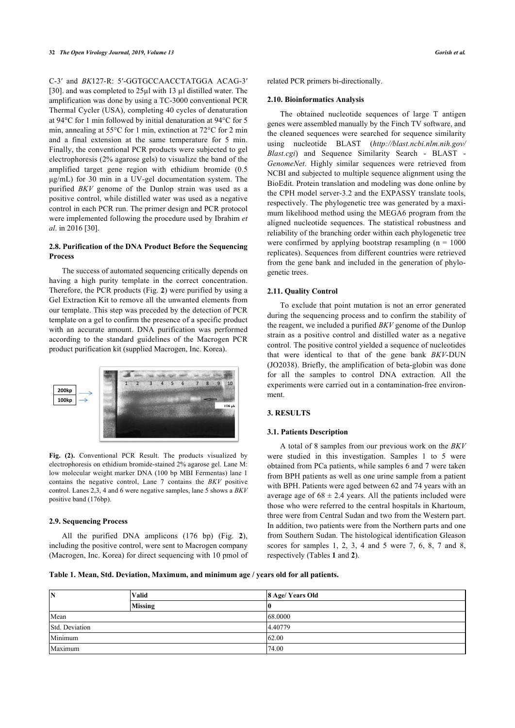C-3′ and *BK*127-R: 5′-GGTGCCAACCTATGGA ACAG-3′ [30]. and was completed to 25µl with 13 µl distilled water. The amplification was done by using a TC-3000 conventional PCR Thermal Cycler (USA), completing 40 cycles of denaturation at 94°C for 1 min followed by initial denaturation at 94°C for 5 min, annealing at 55°C for 1 min, extinction at 72°C for 2 min and a final extension at the same temperature for 5 min. Finally, the conventional PCR products were subjected to gel electrophoresis (2% agarose gels) to visualize the band of the amplified target gene region with ethidium bromide (0.5 µg/mL) for 30 min in a UV-gel documentation system. The purified *BKV* genome of the Dunlop strain was used as a positive control, while distilled water was used as a negative control in each PCR run. The primer design and PCR protocol were implemented following the procedure used by Ibrahim *et al*. in 2016 [30].

### 2.8. Purification of the DNA Product Before the Sequencing Process

The success of automated sequencing critically depends on having a high purity template in the correct concentration. Therefore, the PCR products (Fig. **2**) were purified by using a Gel Extraction Kit to remove all the unwanted elements from our template. This step was preceded by the detection of PCR template on a gel to confirm the presence of a specific product with an accurate amount. DNA purification was performed according to the standard guidelines of the Macrogen PCR product purification kit (supplied Macrogen, Inc. Korea).

200kp
100kp
M 1 2 3 4 5 6 7 8 9 10
176 pb

**Fig. (2).** Conventional PCR Result. The products visualized by electrophoresis on ethidium bromide-stained 2% agarose gel. Lane M: low molecular weight marker DNA (100 bp MBI Fermentas) lane 1 contains the negative control, Lane 7 contains the *BKV* positive control. Lanes 2,3, 4 and 6 were negative samples, lane 5 shows a *BKV* positive band (176bp).

### 2.9. Sequencing Process

All the purified DNA amplicons (176 bp) (Fig. **2**), including the positive control, were sent to Macrogen company (Macrogen, Inc. Korea) for direct sequencing with 10 pmol of related PCR primers bi-directionally.

### 2.10. Bioinformatics Analysis

The obtained nucleotide sequences of large T antigen genes were assembled manually by the Finch TV software, and the cleaned sequences were searched for sequence similarity using nucleotide BLAST (*http://blast.ncbi.nlm.nih.gov/Blast.cgi*) and Sequence Similarity Search - BLAST - *GenomeNet*. Highly similar sequences were retrieved from NCBI and subjected to multiple sequence alignment using the BioEdit. Protein translation and modeling was done online by the CPH model server-3.2 and the EXPASSY translate tools, respectively. The phylogenetic tree was generated by a maximum likelihood method using the MEGA6 program from the aligned nucleotide sequences. The statistical robustness and reliability of the branching order within each phylogenetic tree were confirmed by applying bootstrap resampling (n = 1000 replicates). Sequences from different countries were retrieved from the gene bank and included in the generation of phylogenetic trees.

### 2.11. Quality Control

To exclude that point mutation is not an error generated during the sequencing process and to confirm the stability of the reagent, we included a purified *BKV* genome of the Dunlop strain as a positive control and distilled water as a negative control. The positive control yielded a sequence of nucleotides that were identical to that of the gene bank *BKV*-DUN (JO2038). Briefly, the amplification of beta-globin was done for all the samples to control DNA extraction. All the experiments were carried out in a contamination-free environment.

## 3. RESULTS

### 3.1. Patients Description

A total of 8 samples from our previous work on the *BKV* were studied in this investigation. Samples 1 to 5 were obtained from PCa patients, while samples 6 and 7 were taken from BPH patients as well as one urine sample from a patient with BPH. Patients were aged between 62 and 74 years with an average age of 68 ± 2.4 years. All the patients included were those who were referred to the central hospitals in Khartoum, three were from Central Sudan and two from the Western part. In addition, two patients were from the Northern parts and one from Southern Sudan. The histological identification Gleason scores for samples 1, 2, 3, 4 and 5 were 7, 6, 8, 7 and 8, respectively (Tables **1** and **2**).

**Table 1. Mean, Std. Deviation, Maximum, and minimum age / years old for all patients.**

| | | |
|---|---|---|
| **N** | **Valid** | **8 Age/ Years Old** |
| | **Missing** | **0** |
| Mean | | 68.0000 |
| Std. Deviation | | 4.40779 |
| Minimum | | 62.00 |
| Maximum | | 74.00 |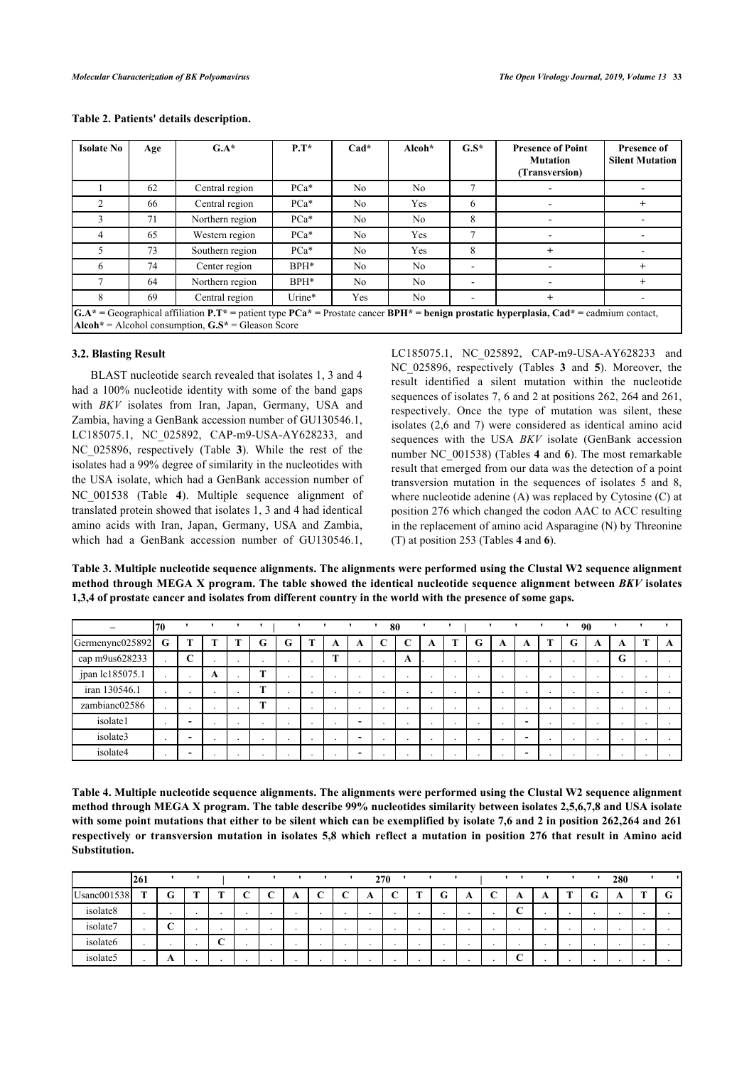**Table 2. Patients' details description.**

| Isolate No | Age | G.A* | P.T* | Cad* | Alcoh* | G.S* | Presence of Point Mutation (Transversion) | Presence of Silent Mutation |
|---|---|---|---|---|---|---|---|---|
| 1 | 62 | Central region | PCa* | No | No | 7 | - | - |
| 2 | 66 | Central region | PCa* | No | Yes | 6 | - | + |
| 3 | 71 | Northern region | PCa* | No | No | 8 | - | - |
| 4 | 65 | Western region | PCa* | No | Yes | 7 | - | - |
| 5 | 73 | Southern region | PCa* | No | Yes | 8 | + | - |
| 6 | 74 | Center region | BPH* | No | No | - | - | + |
| 7 | 64 | Northern region | BPH* | No | No | - | - | + |
| 8 | 69 | Central region | Urine* | Yes | No | - | + | - |

**G.A*** = Geographical affiliation **P.T*** = patient type **PCa*** = Prostate cancer **BPH* = benign prostatic hyperplasia, Cad*** = cadmium contact, **Alcoh*** = Alcohol consumption, **G.S*** = Gleason Score

### 3.2. Blasting Result

BLAST nucleotide search revealed that isolates 1, 3 and 4 had a 100% nucleotide identity with some of the band gaps with *BKV* isolates from Iran, Japan, Germany, USA and Zambia, having a GenBank accession number of GU130546.1, LC185075.1, NC_025892, CAP-m9-USA-AY628233, and NC_025896, respectively (Table **3**). While the rest of the isolates had a 99% degree of similarity in the nucleotides with the USA isolate, which had a GenBank accession number of NC_001538 (Table **4**). Multiple sequence alignment of translated protein showed that isolates 1, 3 and 4 had identical amino acids with Iran, Japan, Germany, USA and Zambia, which had a GenBank accession number of GU130546.1, LC185075.1, NC_025892, CAP-m9-USA-AY628233 and NC_025896, respectively (Tables **3** and **5**). Moreover, the result identified a silent mutation within the nucleotide sequences of isolates 7, 6 and 2 at positions 262, 264 and 261, respectively. Once the type of mutation was silent, these isolates (2,6 and 7) were considered as identical amino acid sequences with the USA *BKV* isolate (GenBank accession number NC_001538) (Tables **4** and **6**). The most remarkable result that emerged from our data was the detection of a point transversion mutation in the sequences of isolates 5 and 8, where nucleotide adenine (A) was replaced by Cytosine (C) at position 276 which changed the codon AAC to ACC resulting in the replacement of amino acid Asparagine (N) by Threonine (T) at position 253 (Tables **4** and **6**).

**Table 3. Multiple nucleotide sequence alignments. The alignments were performed using the Clustal W2 sequence alignment method through MEGA X program. The table showed the identical nucleotide sequence alignment between *BKV* isolates 1,3,4 of prostate cancer and isolates from different country in the world with the presence of some gaps.**

| – | 70 | ' | ' | ' | ' | \| | ' | ' | ' | ' | 80 | ' | ' | \| | ' | ' | ' | ' | 90 | ' | ' | ' |
|---|---|---|---|---|---|---|---|---|---|---|---|---|---|---|---|---|---|---|---|---|---|---|
| Germenync025892 | G | T | T | T | G | G | T | A | A | C | C | A | T | G | A | A | T | G | A | A | T | A |
| cap m9us628233 | . | C | . | . | . | . | . | T | . | . | A | . | . | . | . | . | . | . | . | G | . | . |
| jpan lc185075.1 | . | . | A | . | T | . | . | . | . | . | . | . | . | . | . | . | . | . | . | . | . | . |
| iran 130546.1 | . | . | . | . | T | . | . | . | . | . | . | . | . | . | . | . | . | . | . | . | . | . |
| zambianc02586 | . | . | . | . | T | . | . | . | . | . | . | . | . | . | . | . | . | . | . | . | . | . |
| isolate1 | . | - | . | . | . | . | . | . | - | . | . | . | . | . | . | - | . | . | . | . | . | . |
| isolate3 | . | - | . | . | . | . | . | . | - | . | . | . | . | . | . | - | . | . | . | . | . | . |
| isolate4 | . | - | . | . | . | . | . | . | - | . | . | . | . | . | . | - | . | . | . | . | . | . |

**Table 4. Multiple nucleotide sequence alignments. The alignments were performed using the Clustal W2 sequence alignment method through MEGA X program. The table describe 99% nucleotides similarity between isolates 2,5,6,7,8 and USA isolate with some point mutations that either to be silent which can be exemplified by isolate 7,6 and 2 in position 262,264 and 261 respectively or transversion mutation in isolates 5,8 which reflect a mutation in position 276 that result in Amino acid Substitution.**

| | 261 | ' | ' | \| | ' | ' | ' | ' | ' | 270 | ' | ' | ' | \| | ' | ' | ' | ' | ' | 280 | ' | ' |
|---|---|---|---|---|---|---|---|---|---|---|---|---|---|---|---|---|---|---|---|---|---|---|
| Usanc001538 | T | G | T | T | C | C | A | C | C | A | C | T | G | A | C | A | A | T | G | A | T | G |
| isolate8 | . | . | . | . | . | . | . | . | . | . | . | . | . | . | . | C | . | . | . | . | . | . |
| isolate7 | . | C | . | . | . | . | . | . | . | . | . | . | . | . | . | . | . | . | . | . | . | . |
| isolate6 | . | . | . | C | . | . | . | . | . | . | . | . | . | . | . | . | . | . | . | . | . | . |
| isolate5 | . | A | . | . | . | . | . | . | . | . | . | . | . | . | . | C | . | . | . | . | . | . |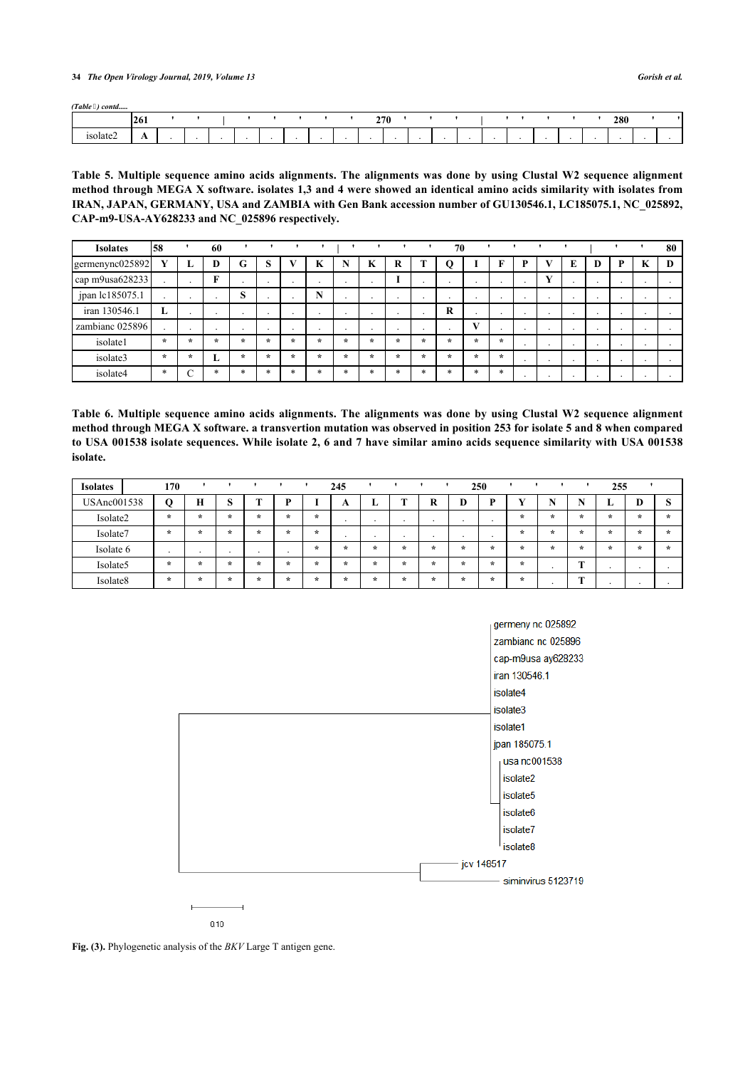*(Table ) contd.....*

| | 261 | ' | ' | \| | ' | ' | ' | ' | ' | 270 | ' | ' | ' | \| | ' | ' | ' | ' | ' | 280 | ' | ' |
|---|---|---|---|---|---|---|---|---|---|---|---|---|---|---|---|---|---|---|---|---|---|---|
| isolate2 | A | . | . | . | . | . | . | . | . | . | . | . | . | . | . | . | . | . | . | . | . | . |

**Table 5. Multiple sequence amino acids alignments. The alignments was done by using Clustal W2 sequence alignment method through MEGA X software. isolates 1,3 and 4 were showed an identical amino acids similarity with isolates from IRAN, JAPAN, GERMANY, USA and ZAMBIA with Gen Bank accession number of GU130546.1, LC185075.1, NC_025892, CAP-m9-USA-AY628233 and NC_025896 respectively.**

| Isolates | 58 | ' | 60 | ' | ' | ' | ' | \| | ' | ' | ' | 70 | ' | ' | ' | ' | ' | \| | ' | ' | 80 |
|---|---|---|---|---|---|---|---|---|---|---|---|---|---|---|---|---|---|---|---|---|---|
| germenync025892 | Y | L | D | G | S | V | K | N | K | R | T | Q | I | F | P | V | E | D | P | K | D |
| cap m9usa628233 | . | . | F | . | . | . | . | . | . | I | . | . | . | . | . | Y | . | . | . | . | . |
| jpan lc185075.1 | . | . | . | S | . | . | N | . | . | . | . | . | . | . | . | . | . | . | . | . | . |
| iran 130546.1 | L | . | . | . | . | . | . | . | . | . | . | R | . | . | . | . | . | . | . | . | . |
| zambianc 025896 | . | . | . | . | . | . | . | . | . | . | . | . | V | . | . | . | . | . | . | . | . |
| isolate1 | * | * | * | * | * | * | * | * | * | * | * | * | * | * | . | . | . | . | . | . | . |
| isolate3 | * | * | L | * | * | * | * | * | * | * | * | * | * | * | . | . | . | . | . | . | . |
| isolate4 | * | C | * | * | * | * | * | * | * | * | * | * | * | * | . | . | . | . | . | . | . |

**Table 6. Multiple sequence amino acids alignments. The alignments was done by using Clustal W2 sequence alignment method through MEGA X software. a transvertion mutation was observed in position 253 for isolate 5 and 8 when compared to USA 001538 isolate sequences. While isolate 2, 6 and 7 have similar amino acids sequence similarity with USA 001538 isolate.**

| Isolates | 170 | ' | ' | ' | ' | ' | 245 | ' | ' | ' | ' | 250 | ' | ' | ' | ' | 255 | ' |
|---|---|---|---|---|---|---|---|---|---|---|---|---|---|---|---|---|---|---|
| USAnc001538 | Q | H | S | T | P | I | A | L | T | R | D | P | Y | N | N | L | D | S |
| Isolate2 | * | * | * | * | * | * | . | . | . | . | . | . | * | * | * | * | * | * |
| Isolate7 | * | * | * | * | * | * | . | . | . | . | . | . | * | * | * | * | * | * |
| Isolate 6 | . | . | . | . | . | * | * | * | * | * | * | * | * | * | * | * | * | * |
| Isolate5 | * | * | * | * | * | * | * | * | * | * | * | * | * | . | T | . | . | . |
| Isolate8 | * | * | * | * | * | * | * | * | * | * | * | * | * | . | T | . | . | . |

germeny nc 025892
zambianc nc 025896
cap-m9usa ay628233
iran 130546.1
isolate4
isolate3
isolate1
jpan 185075.1
usa nc001538
isolate2
isolate5
isolate6
isolate7
isolate8
jcv 148517
siminvirus 5123719
0.10

**Fig. (3).** Phylogenetic analysis of the *BKV* Large T antigen gene.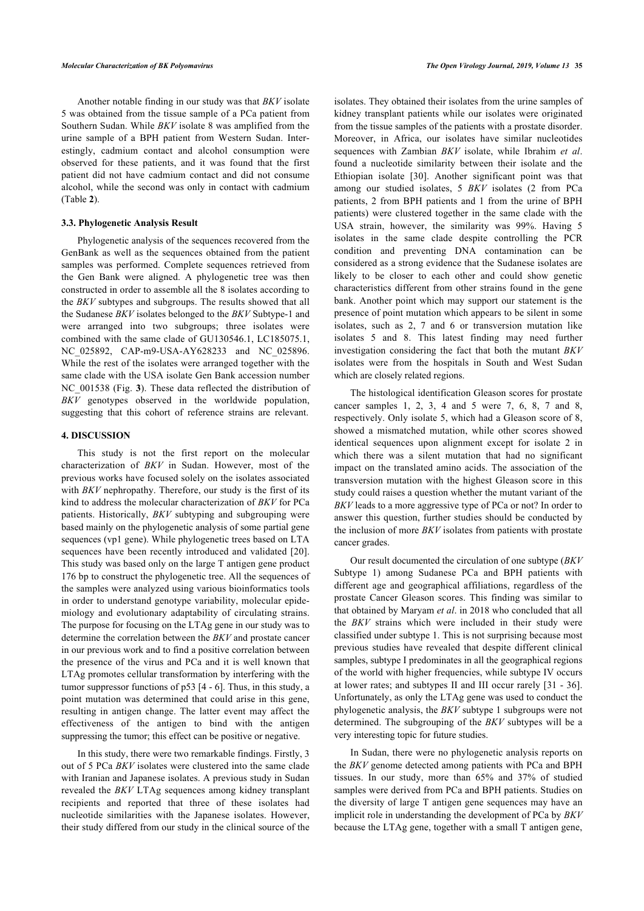Another notable finding in our study was that *BKV* isolate 5 was obtained from the tissue sample of a PCa patient from Southern Sudan. While *BKV* isolate 8 was amplified from the urine sample of a BPH patient from Western Sudan. Interestingly, cadmium contact and alcohol consumption were observed for these patients, and it was found that the first patient did not have cadmium contact and did not consume alcohol, while the second was only in contact with cadmium (Table **2**).

### 3.3. Phylogenetic Analysis Result

Phylogenetic analysis of the sequences recovered from the GenBank as well as the sequences obtained from the patient samples was performed. Complete sequences retrieved from the Gen Bank were aligned. A phylogenetic tree was then constructed in order to assemble all the 8 isolates according to the *BKV* subtypes and subgroups. The results showed that all the Sudanese *BKV* isolates belonged to the *BKV* Subtype-1 and were arranged into two subgroups; three isolates were combined with the same clade of GU130546.1, LC185075.1, NC_025892, CAP-m9-USA-AY628233 and NC_025896. While the rest of the isolates were arranged together with the same clade with the USA isolate Gen Bank accession number NC_001538 (Fig. **3**). These data reflected the distribution of *BKV* genotypes observed in the worldwide population, suggesting that this cohort of reference strains are relevant.

## 4. DISCUSSION

This study is not the first report on the molecular characterization of *BKV* in Sudan. However, most of the previous works have focused solely on the isolates associated with *BKV* nephropathy. Therefore, our study is the first of its kind to address the molecular characterization of *BKV* for PCa patients. Historically, *BKV* subtyping and subgrouping were based mainly on the phylogenetic analysis of some partial gene sequences (vp1 gene). While phylogenetic trees based on LTA sequences have been recently introduced and validated [20]. This study was based only on the large T antigen gene product 176 bp to construct the phylogenetic tree. All the sequences of the samples were analyzed using various bioinformatics tools in order to understand genotype variability, molecular epidemiology and evolutionary adaptability of circulating strains. The purpose for focusing on the LTAg gene in our study was to determine the correlation between the *BKV* and prostate cancer in our previous work and to find a positive correlation between the presence of the virus and PCa and it is well known that LTAg promotes cellular transformation by interfering with the tumor suppressor functions of p53 [4 - 6]. Thus, in this study, a point mutation was determined that could arise in this gene, resulting in antigen change. The latter event may affect the effectiveness of the antigen to bind with the antigen suppressing the tumor; this effect can be positive or negative.

In this study, there were two remarkable findings. Firstly, 3 out of 5 PCa *BKV* isolates were clustered into the same clade with Iranian and Japanese isolates. A previous study in Sudan revealed the *BKV* LTAg sequences among kidney transplant recipients and reported that three of these isolates had nucleotide similarities with the Japanese isolates. However, their study differed from our study in the clinical source of the isolates. They obtained their isolates from the urine samples of kidney transplant patients while our isolates were originated from the tissue samples of the patients with a prostate disorder. Moreover, in Africa, our isolates have similar nucleotides sequences with Zambian *BKV* isolate, while Ibrahim *et al*. found a nucleotide similarity between their isolate and the Ethiopian isolate [30]. Another significant point was that among our studied isolates, 5 *BKV* isolates (2 from PCa patients, 2 from BPH patients and 1 from the urine of BPH patients) were clustered together in the same clade with the USA strain, however, the similarity was 99%. Having 5 isolates in the same clade despite controlling the PCR condition and preventing DNA contamination can be considered as a strong evidence that the Sudanese isolates are likely to be closer to each other and could show genetic characteristics different from other strains found in the gene bank. Another point which may support our statement is the presence of point mutation which appears to be silent in some isolates, such as 2, 7 and 6 or transversion mutation like isolates 5 and 8. This latest finding may need further investigation considering the fact that both the mutant *BKV* isolates were from the hospitals in South and West Sudan which are closely related regions.

The histological identification Gleason scores for prostate cancer samples 1, 2, 3, 4 and 5 were 7, 6, 8, 7 and 8, respectively. Only isolate 5, which had a Gleason score of 8, showed a mismatched mutation, while other scores showed identical sequences upon alignment except for isolate 2 in which there was a silent mutation that had no significant impact on the translated amino acids. The association of the transversion mutation with the highest Gleason score in this study could raises a question whether the mutant variant of the *BKV* leads to a more aggressive type of PCa or not? In order to answer this question, further studies should be conducted by the inclusion of more *BKV* isolates from patients with prostate cancer grades.

Our result documented the circulation of one subtype (*BKV* Subtype 1) among Sudanese PCa and BPH patients with different age and geographical affiliations, regardless of the prostate Cancer Gleason scores. This finding was similar to that obtained by Maryam *et al*. in 2018 who concluded that all the *BKV* strains which were included in their study were classified under subtype 1. This is not surprising because most previous studies have revealed that despite different clinical samples, subtype I predominates in all the geographical regions of the world with higher frequencies, while subtype IV occurs at lower rates; and subtypes II and III occur rarely [31 - 36]. Unfortunately, as only the LTAg gene was used to conduct the phylogenetic analysis, the *BKV* subtype 1 subgroups were not determined. The subgrouping of the *BKV* subtypes will be a very interesting topic for future studies.

In Sudan, there were no phylogenetic analysis reports on the *BKV* genome detected among patients with PCa and BPH tissues. In our study, more than 65% and 37% of studied samples were derived from PCa and BPH patients. Studies on the diversity of large T antigen gene sequences may have an implicit role in understanding the development of PCa by *BKV* because the LTAg gene, together with a small T antigen gene,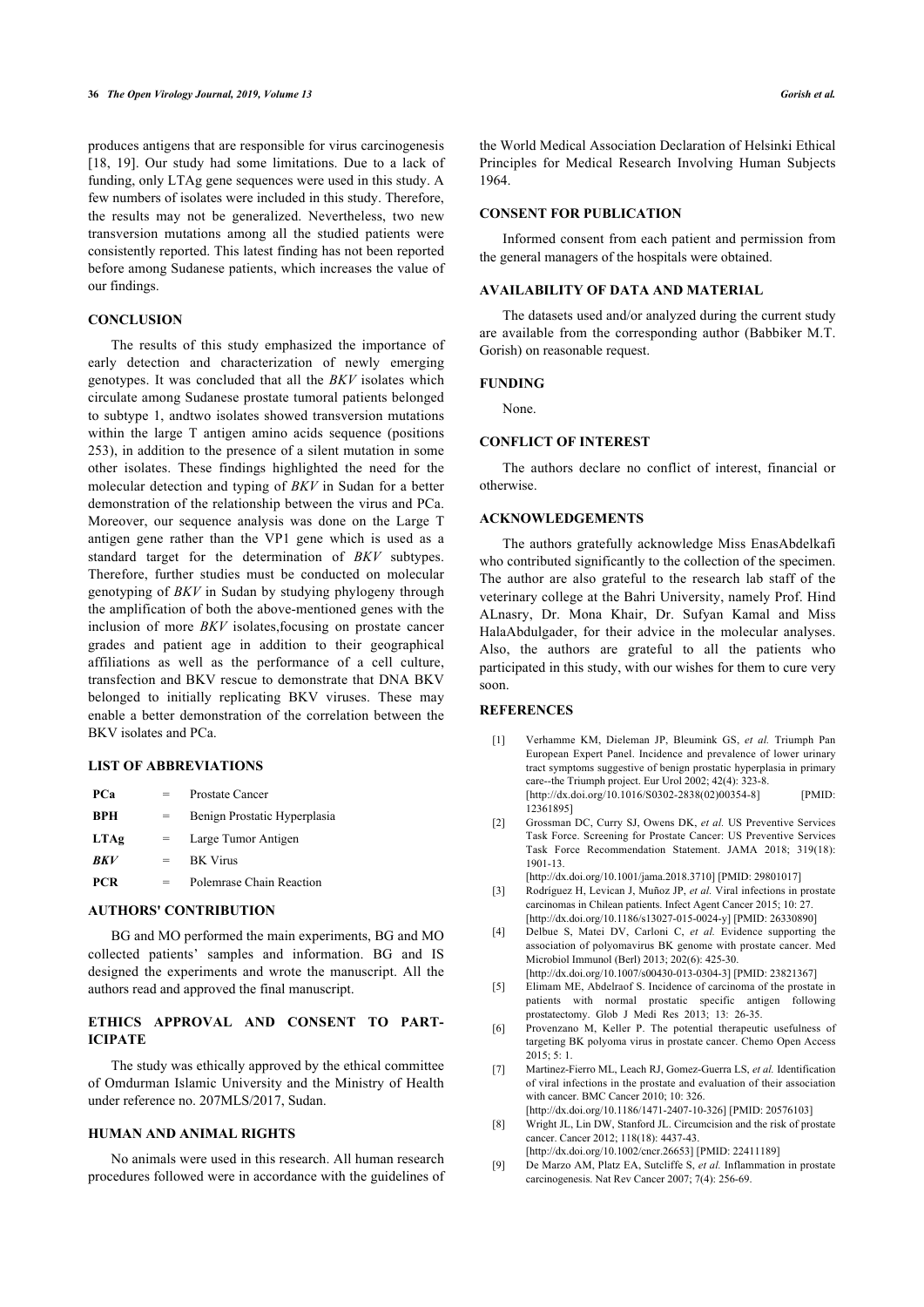produces antigens that are responsible for virus carcinogenesis [18, 19]. Our study had some limitations. Due to a lack of funding, only LTAg gene sequences were used in this study. A few numbers of isolates were included in this study. Therefore, the results may not be generalized. Nevertheless, two new transversion mutations among all the studied patients were consistently reported. This latest finding has not been reported before among Sudanese patients, which increases the value of our findings.

## CONCLUSION

The results of this study emphasized the importance of early detection and characterization of newly emerging genotypes. It was concluded that all the *BKV* isolates which circulate among Sudanese prostate tumoral patients belonged to subtype 1, andtwo isolates showed transversion mutations within the large T antigen amino acids sequence (positions 253), in addition to the presence of a silent mutation in some other isolates. These findings highlighted the need for the molecular detection and typing of *BKV* in Sudan for a better demonstration of the relationship between the virus and PCa. Moreover, our sequence analysis was done on the Large T antigen gene rather than the VP1 gene which is used as a standard target for the determination of *BKV* subtypes. Therefore, further studies must be conducted on molecular genotyping of *BKV* in Sudan by studying phylogeny through the amplification of both the above-mentioned genes with the inclusion of more *BKV* isolates,focusing on prostate cancer grades and patient age in addition to their geographical affiliations as well as the performance of a cell culture, transfection and BKV rescue to demonstrate that DNA BKV belonged to initially replicating BKV viruses. These may enable a better demonstration of the correlation between the BKV isolates and PCa.

## LIST OF ABBREVIATIONS

| | | |
|---|---|---|
| **PCa** | = | Prostate Cancer |
| **BPH** | = | Benign Prostatic Hyperplasia |
| **LTAg** | = | Large Tumor Antigen |
| ***BKV*** | = | BK Virus |
| **PCR** | = | Polemrase Chain Reaction |

## AUTHORS' CONTRIBUTION

BG and MO performed the main experiments, BG and MO collected patients' samples and information. BG and IS designed the experiments and wrote the manuscript. All the authors read and approved the final manuscript.

## ETHICS APPROVAL AND CONSENT TO PARTICIPATE

The study was ethically approved by the ethical committee of Omdurman Islamic University and the Ministry of Health under reference no. 207MLS/2017, Sudan.

## HUMAN AND ANIMAL RIGHTS

No animals were used in this research. All human research procedures followed were in accordance with the guidelines of the World Medical Association Declaration of Helsinki Ethical Principles for Medical Research Involving Human Subjects 1964.

## CONSENT FOR PUBLICATION

Informed consent from each patient and permission from the general managers of the hospitals were obtained.

## AVAILABILITY OF DATA AND MATERIAL

The datasets used and/or analyzed during the current study are available from the corresponding author (Babbiker M.T. Gorish) on reasonable request.

## FUNDING

None.

## CONFLICT OF INTEREST

The authors declare no conflict of interest, financial or otherwise.

## ACKNOWLEDGEMENTS

The authors gratefully acknowledge Miss EnasAbdelkafi who contributed significantly to the collection of the specimen. The author are also grateful to the research lab staff of the veterinary college at the Bahri University, namely Prof. Hind ALnasry, Dr. Mona Khair, Dr. Sufyan Kamal and Miss HalaAbdulgader, for their advice in the molecular analyses. Also, the authors are grateful to all the patients who participated in this study, with our wishes for them to cure very soon.

## REFERENCES

[1] Verhamme KM, Dieleman JP, Bleumink GS, *et al.* Triumph Pan European Expert Panel. Incidence and prevalence of lower urinary tract symptoms suggestive of benign prostatic hyperplasia in primary care--the Triumph project. Eur Urol 2002; 42(4): 323-8. [http://dx.doi.org/10.1016/S0302-2838(02)00354-8] [PMID: 12361895]

[2] Grossman DC, Curry SJ, Owens DK, *et al.* US Preventive Services Task Force. Screening for Prostate Cancer: US Preventive Services Task Force Recommendation Statement. JAMA 2018; 319(18): 1901-13. [http://dx.doi.org/10.1001/jama.2018.3710] [PMID: 29801017]

[3] Rodríguez H, Levican J, Muñoz JP, *et al.* Viral infections in prostate carcinomas in Chilean patients. Infect Agent Cancer 2015; 10: 27. [http://dx.doi.org/10.1186/s13027-015-0024-y] [PMID: 26330890]

[4] Delbue S, Matei DV, Carloni C, *et al.* Evidence supporting the association of polyomavirus BK genome with prostate cancer. Med Microbiol Immunol (Berl) 2013; 202(6): 425-30. [http://dx.doi.org/10.1007/s00430-013-0304-3] [PMID: 23821367]

[5] Elimam ME, Abdelraof S. Incidence of carcinoma of the prostate in patients with normal prostatic specific antigen following prostatectomy. Glob J Medi Res 2013; 13: 26-35.

[6] Provenzano M, Keller P. The potential therapeutic usefulness of targeting BK polyoma virus in prostate cancer. Chemo Open Access 2015; 5: 1.

[7] Martinez-Fierro ML, Leach RJ, Gomez-Guerra LS, *et al.* Identification of viral infections in the prostate and evaluation of their association with cancer. BMC Cancer 2010; 10: 326. [http://dx.doi.org/10.1186/1471-2407-10-326] [PMID: 20576103]

[8] Wright JL, Lin DW, Stanford JL. Circumcision and the risk of prostate cancer. Cancer 2012; 118(18): 4437-43. [http://dx.doi.org/10.1002/cncr.26653] [PMID: 22411189]

[9] De Marzo AM, Platz EA, Sutcliffe S, *et al.* Inflammation in prostate carcinogenesis. Nat Rev Cancer 2007; 7(4): 256-69.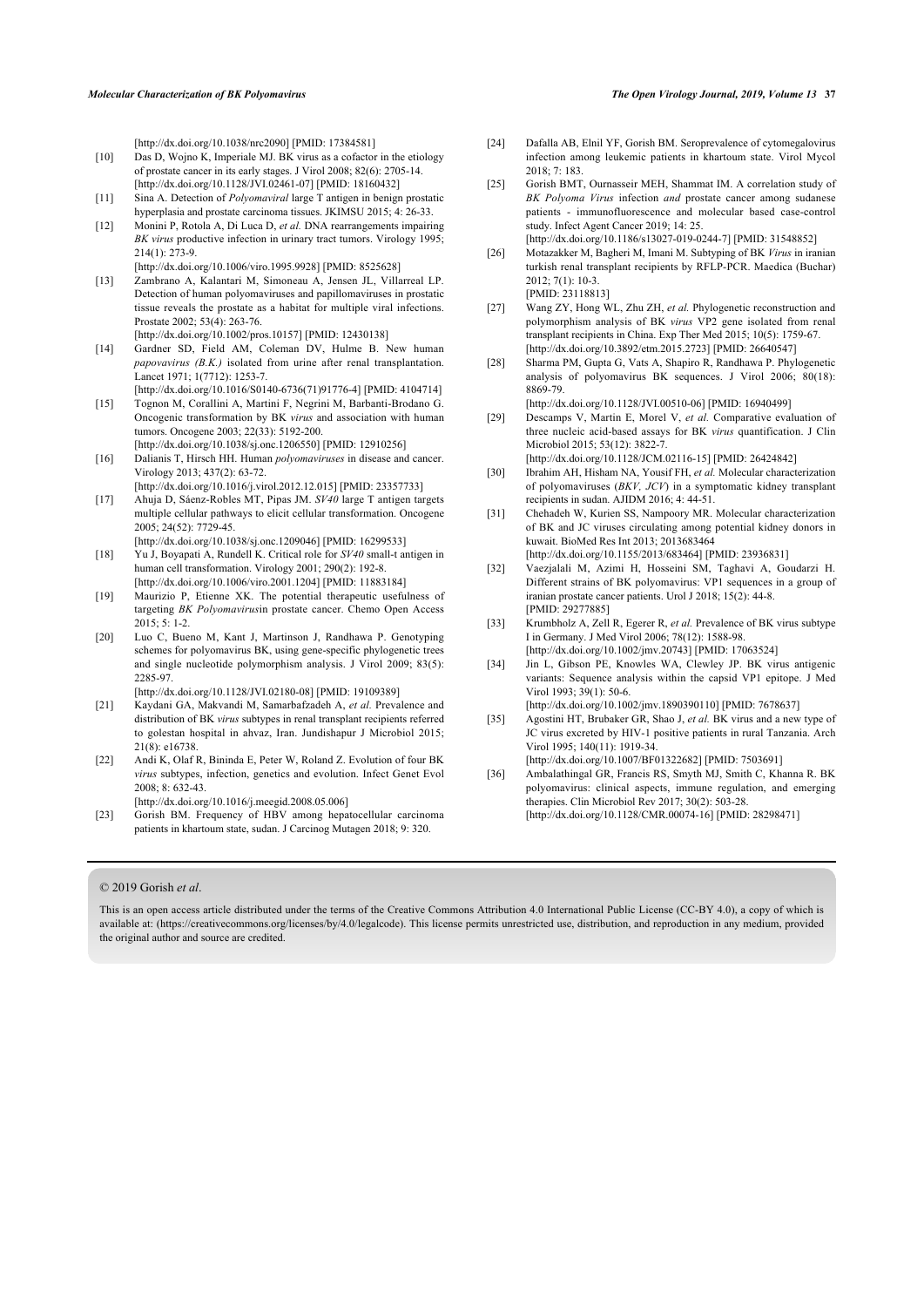[http://dx.doi.org/10.1038/nrc2090] [PMID: 17384581]

[10] Das D, Wojno K, Imperiale MJ. BK virus as a cofactor in the etiology of prostate cancer in its early stages. J Virol 2008; 82(6): 2705-14. [http://dx.doi.org/10.1128/JVI.02461-07] [PMID: 18160432]

[11] Sina A. Detection of *Polyomaviral* large T antigen in benign prostatic hyperplasia and prostate carcinoma tissues. JKIMSU 2015; 4: 26-33.

[12] Monini P, Rotola A, Di Luca D, *et al.* DNA rearrangements impairing *BK virus* productive infection in urinary tract tumors. Virology 1995; 214(1): 273-9. [http://dx.doi.org/10.1006/viro.1995.9928] [PMID: 8525628]

[13] Zambrano A, Kalantari M, Simoneau A, Jensen JL, Villarreal LP. Detection of human polyomaviruses and papillomaviruses in prostatic tissue reveals the prostate as a habitat for multiple viral infections. Prostate 2002; 53(4): 263-76. [http://dx.doi.org/10.1002/pros.10157] [PMID: 12430138]

[14] Gardner SD, Field AM, Coleman DV, Hulme B. New human *papovavirus (B.K.)* isolated from urine after renal transplantation. Lancet 1971; 1(7712): 1253-7. [http://dx.doi.org/10.1016/S0140-6736(71)91776-4] [PMID: 4104714]

[15] Tognon M, Corallini A, Martini F, Negrini M, Barbanti-Brodano G. Oncogenic transformation by BK *virus* and association with human tumors. Oncogene 2003; 22(33): 5192-200. [http://dx.doi.org/10.1038/sj.onc.1206550] [PMID: 12910256]

[16] Dalianis T, Hirsch HH. Human *polyomaviruses* in disease and cancer. Virology 2013; 437(2): 63-72. [http://dx.doi.org/10.1016/j.virol.2012.12.015] [PMID: 23357733]

[17] Ahuja D, Sáenz-Robles MT, Pipas JM. *SV40* large T antigen targets multiple cellular pathways to elicit cellular transformation. Oncogene 2005; 24(52): 7729-45. [http://dx.doi.org/10.1038/sj.onc.1209046] [PMID: 16299533]

[18] Yu J, Boyapati A, Rundell K. Critical role for *SV40* small-t antigen in human cell transformation. Virology 2001; 290(2): 192-8. [http://dx.doi.org/10.1006/viro.2001.1204] [PMID: 11883184]

[19] Maurizio P, Etienne XK. The potential therapeutic usefulness of targeting *BK Polyomavirus*in prostate cancer. Chemo Open Access 2015; 5: 1-2.

[20] Luo C, Bueno M, Kant J, Martinson J, Randhawa P. Genotyping schemes for polyomavirus BK, using gene-specific phylogenetic trees and single nucleotide polymorphism analysis. J Virol 2009; 83(5): 2285-97. [http://dx.doi.org/10.1128/JVI.02180-08] [PMID: 19109389]

[21] Kaydani GA, Makvandi M, Samarbafzadeh A, *et al.* Prevalence and distribution of BK *virus* subtypes in renal transplant recipients referred to golestan hospital in ahvaz, Iran. Jundishapur J Microbiol 2015; 21(8): e16738.

[22] Andi K, Olaf R, Bininda E, Peter W, Roland Z. Evolution of four BK *virus* subtypes, infection, genetics and evolution. Infect Genet Evol 2008; 8: 632-43. [http://dx.doi.org/10.1016/j.meegid.2008.05.006]

[23] Gorish BM. Frequency of HBV among hepatocellular carcinoma patients in khartoum state, sudan. J Carcinog Mutagen 2018; 9: 320.

[24] Dafalla AB, Elnil YF, Gorish BM. Seroprevalence of cytomegalovirus infection among leukemic patients in khartoum state. Virol Mycol 2018; 7: 183.

[25] Gorish BMT, Ournasseir MEH, Shammat IM. A correlation study of *BK Polyoma Virus* infection *and* prostate cancer among sudanese patients - immunofluorescence and molecular based case-control study. Infect Agent Cancer 2019; 14: 25. [http://dx.doi.org/10.1186/s13027-019-0244-7] [PMID: 31548852]

[26] Motazakker M, Bagheri M, Imani M. Subtyping of BK *Virus* in iranian turkish renal transplant recipients by RFLP-PCR. Maedica (Buchar) 2012; 7(1): 10-3. [PMID: 23118813]

[27] Wang ZY, Hong WL, Zhu ZH, *et al.* Phylogenetic reconstruction and polymorphism analysis of BK *virus* VP2 gene isolated from renal transplant recipients in China. Exp Ther Med 2015; 10(5): 1759-67. [http://dx.doi.org/10.3892/etm.2015.2723] [PMID: 26640547]

[28] Sharma PM, Gupta G, Vats A, Shapiro R, Randhawa P. Phylogenetic analysis of polyomavirus BK sequences. J Virol 2006; 80(18): 8869-79. [http://dx.doi.org/10.1128/JVI.00510-06] [PMID: 16940499]

[29] Descamps V, Martin E, Morel V, *et al.* Comparative evaluation of three nucleic acid-based assays for BK *virus* quantification. J Clin Microbiol 2015; 53(12): 3822-7. [http://dx.doi.org/10.1128/JCM.02116-15] [PMID: 26424842]

[30] Ibrahim AH, Hisham NA, Yousif FH, *et al.* Molecular characterization of polyomaviruses (*BKV, JCV*) in a symptomatic kidney transplant recipients in sudan. AJIDM 2016; 4: 44-51.

[31] Chehadeh W, Kurien SS, Nampoory MR. Molecular characterization of BK and JC viruses circulating among potential kidney donors in kuwait. BioMed Res Int 2013; 2013683464 [http://dx.doi.org/10.1155/2013/683464] [PMID: 23936831]

[32] Vaezjalali M, Azimi H, Hosseini SM, Taghavi A, Goudarzi H. Different strains of BK polyomavirus: VP1 sequences in a group of iranian prostate cancer patients. Urol J 2018; 15(2): 44-8. [PMID: 29277885]

[33] Krumbholz A, Zell R, Egerer R, *et al.* Prevalence of BK virus subtype I in Germany. J Med Virol 2006; 78(12): 1588-98. [http://dx.doi.org/10.1002/jmv.20743] [PMID: 17063524]

[34] Jin L, Gibson PE, Knowles WA, Clewley JP. BK virus antigenic variants: Sequence analysis within the capsid VP1 epitope. J Med Virol 1993; 39(1): 50-6. [http://dx.doi.org/10.1002/jmv.1890390110] [PMID: 7678637]

[35] Agostini HT, Brubaker GR, Shao J, *et al.* BK virus and a new type of JC virus excreted by HIV-1 positive patients in rural Tanzania. Arch Virol 1995; 140(11): 1919-34. [http://dx.doi.org/10.1007/BF01322682] [PMID: 7503691]

[36] Ambalathingal GR, Francis RS, Smyth MJ, Smith C, Khanna R. BK polyomavirus: clinical aspects, immune regulation, and emerging therapies. Clin Microbiol Rev 2017; 30(2): 503-28. [http://dx.doi.org/10.1128/CMR.00074-16] [PMID: 28298471]

© 2019 Gorish *et al*.

This is an open access article distributed under the terms of the Creative Commons Attribution 4.0 International Public License (CC-BY 4.0), a copy of which is available at: (https://creativecommons.org/licenses/by/4.0/legalcode). This license permits unrestricted use, distribution, and reproduction in any medium, provided the original author and source are credited.